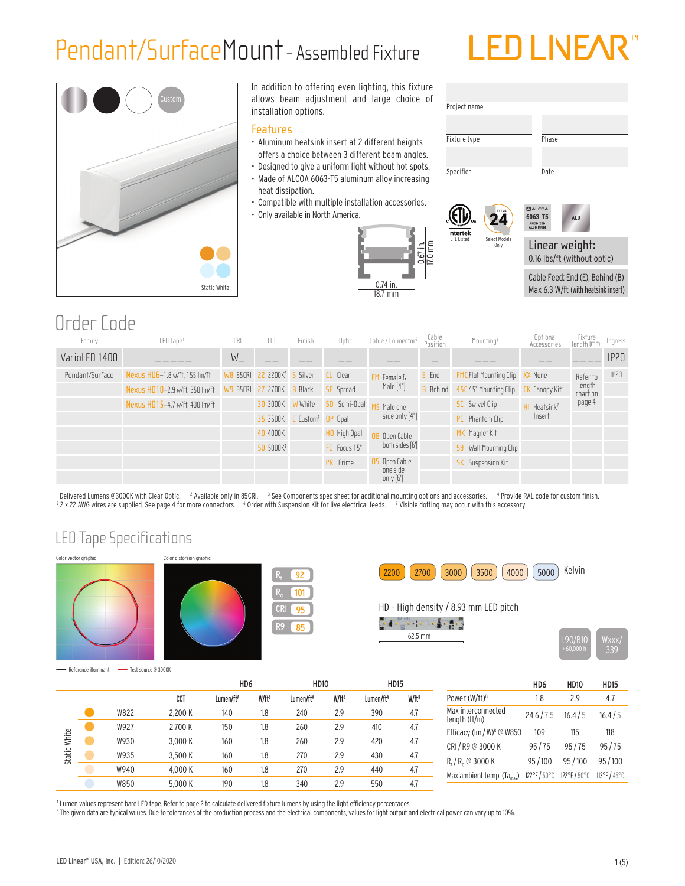# Pendant/SurfaceMount - Assembled Fixture

LED LINEAR™

Custom

Static White

In addition to offering even lighting, this fixture allows beam adjustment and large choice of installation options.

## Features

- Aluminum heatsink insert at 2 different heights offers a choice between 3 different beam angles.
- Designed to give a uniform light without hot spots.
- Made of ALCOA 6063-T5 aluminum alloy increasing heat dissipation.
- Compatible with multiple installation accessories.
- Only available in North America.

0.67 in. 17.0 mm

0.74 in. 18.7 mm

| Project name | |
|---|---|
| Fixture type | Phase |
| Specifier | Date |

Intertek ETL Listed — Title 24 Select Models Only — ALCOA 6063-T5 Anodized Aluminum — ALU

**Linear weight:** 0.16 lbs/ft (without optic)

Cable Feed: End (E), Behind (B)
Max 6.3 W/ft (with heatsink insert)

## Order Code

| Family | LED Tape[1] | CRI | CCT | Finish | Optic | Cable / Connector[5] | Cable Position | Mounting[3] | Optional Accessories | Fixture length (mm) | Ingress |
|---|---|---|---|---|---|---|---|---|---|---|---|
| VarioLED 1400 | _ _ _ _ _ | W_ | _ _ | _ _ | _ _ | _ _ | _ | _ _ _ | _ _ | _ _ _ _ | IP20 |
| Pendant/Surface | Nexus HD6–1.8 w/ft, 155 lm/ft | W8 85CRI | 22 2200K[2] | S Silver | CL Clear | FM Female & Male (4") | E End | FMC Flat Mounting Clip | XX None | Refer to length chart on page 4 | IP20 |
| | Nexus HD10–2.9 w/ft, 250 lm/ft | W9 95CRI | 27 2700K | B Black | SP Spread | | B Behind | 45C 45° Mounting Clip | CK Canopy Kit[6] | | |
| | Nexus HD15–4.7 w/ft, 400 lm/ft | | 30 3000K | W White | SO Semi-Opal | M5 Male one side only (4") | | SC Swivel Clip | HI Heatsink[7] Insert | | |
| | | | 35 3500K | C Custom[4] | OP Opal | | | PC Phantom Clip | | | |
| | | | 40 4000K | | HO High Opal | OB Open Cable both sides (6') | | MK Magnet Kit | | | |
| | | | 50 5000K[2] | | FC Focus 15° | | | S9 Wall Mounting Clip | | | |
| | | | | | PR Prime | OS Open Cable one side only (6') | | SK Suspension Kit | | | |

[1] Delivered Lumens @3000K with Clear Optic. [2] Available only in 85CRI. [3] See Components spec sheet for additional mounting options and accessories. [4] Provide RAL code for custom finish.
[5] 2 x 22 AWG wires are supplied. See page 4 for more connectors. [6] Order with Suspension Kit for live electrical feeds. [7] Visible dotting may occur with this accessory.

## LED Tape Specifications

Color vector graphic — Color distorsion graphic

Reference illuminant — Test source @ 3000K

$R_f$ 92 — $R_g$ 101 — CRI 95 — R9 85

2200 | 2700 | 3000 | 3500 | 4000 | 5000 Kelvin

HD - High density / 8.93 mm LED pitch

62.5 mm

L90/B10 > 60,000 h — Wxxx/339

| | | CCT | HD6 Lumen/ft[A] | HD6 W/ft[B] | HD10 Lumen/ft[A] | HD10 W/ft[B] | HD15 Lumen/ft[A] | HD15 W/ft[B] |
|---|---|---|---|---|---|---|---|---|
| Static White | W822 | 2,200 K | 140 | 1.8 | 240 | 2.9 | 390 | 4.7 |
| | W927 | 2,700 K | 150 | 1.8 | 260 | 2.9 | 410 | 4.7 |
| | W930 | 3,000 K | 160 | 1.8 | 260 | 2.9 | 420 | 4.7 |
| | W935 | 3,500 K | 160 | 1.8 | 270 | 2.9 | 430 | 4.7 |
| | W940 | 4,000 K | 160 | 1.8 | 270 | 2.9 | 440 | 4.7 |
| | W850 | 5,000 K | 190 | 1.8 | 340 | 2.9 | 550 | 4.7 |

| | HD6 | HD10 | HD15 |
|---|---|---|---|
| Power (W/ft)[B] | 1.8 | 2.9 | 4.7 |
| Max interconnected length (ft/m) | 24.6 / 7.5 | 16.4 / 5 | 16.4 / 5 |
| Efficacy (lm / W)[B] @ W850 | 109 | 115 | 118 |
| CRI / R9 @ 3000 K | 95 / 75 | 95 / 75 | 95 / 75 |
| $R_f$ / $R_g$ @ 3000 K | 95 / 100 | 95 / 100 | 95 / 100 |
| Max ambient temp. ($Ta_{max}$) | 122°F / 50°C | 122°F / 50°C | 113°F / 45°C |

[A] Lumen values represent bare LED tape. Refer to page 2 to calculate delivered fixture lumens by using the light efficiency percentages.
[B] The given data are typical values. Due to tolerances of the production process and the electrical components, values for light output and electrical power can vary up to 10%.

LED Linear™ USA, Inc. | Edition: 26/10/2020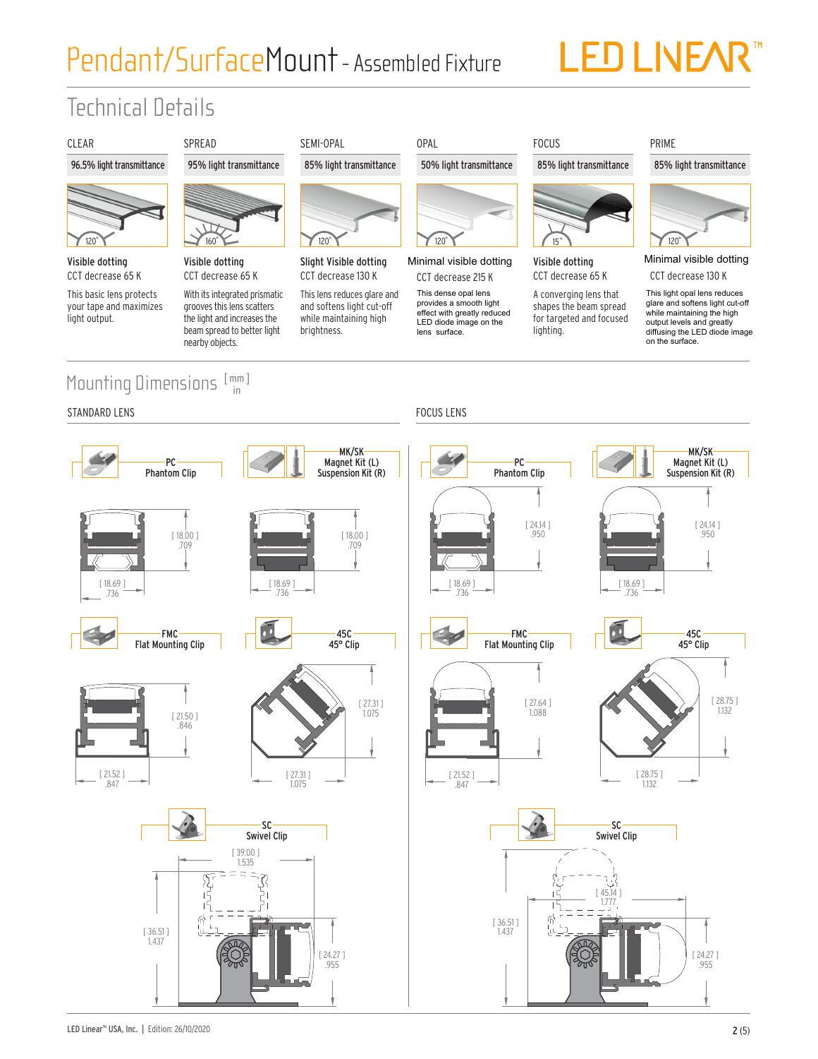# Pendant/SurfaceMount - Assembled Fixture

LED LINEAR™

## Technical Details

| CLEAR | SPREAD | SEMI-OPAL | OPAL | FOCUS | PRIME |
|---|---|---|---|---|---|
| 96.5% light transmittance | 95% light transmittance | 85% light transmittance | 50% light transmittance | 85% light transmittance | 85% light transmittance |
| 120° | 160° | 120° | 120° | 15° | 120° |
| **Visible dotting** | **Visible dotting** | **Slight Visible dotting** | **Minimal visible dotting** | **Visible dotting** | **Minimal visible dotting** |
| CCT decrease 65 K | CCT decrease 65 K | CCT decrease 130 K | CCT decrease 215 K | CCT decrease 65 K | CCT decrease 130 K |
| This basic lens protects your tape and maximizes light output. | With its integrated prismatic grooves this lens scatters the light and increases the beam spread to better light nearby objects. | This lens reduces glare and softens light cut-off while maintaining high brightness. | This dense opal lens provides a smooth light effect with greatly reduced LED diode image on the lens surface. | A converging lens that shapes the beam spread for targeted and focused lighting. | This light opal lens reduces glare and softens light cut-off while maintaining the high output levels and greatly diffusing the LED diode image on the surface. |

## Mounting Dimensions [mm] in

### STANDARD LENS

**PC** Phantom Clip
[ 18.00 ] .709
[ 18.69 ] .736

**MK/SK** Magnet Kit (L) Suspension Kit (R)
[ 18.00 ] .709
[ 18.69 ] .736

**FMC** Flat Mounting Clip
[ 21.50 ] .846
[ 21.52 ] .847

**45C** 45° Clip
[ 27.31 ] 1.075
[ 27.31 ] 1.075

**SC** Swivel Clip
[ 39.00 ] 1.535
[ 36.51 ] 1.437
[ 24.27 ] .955

### FOCUS LENS

**PC** Phantom Clip
[ 24.14 ] .950
[ 18.69 ] .736

**MK/SK** Magnet Kit (L) Suspension Kit (R)
[ 24.14 ] .950
[ 18.69 ] .736

**FMC** Flat Mounting Clip
[ 27.64 ] 1.088
[ 21.52 ] .847

**45C** 45° Clip
[ 28.75 ] 1.132
[ 28.75 ] 1.132

**SC** Swivel Clip
[ 45.14 ] 1.777
[ 36.51 ] 1.437
[ 24.27 ] .955

LED Linear™ USA, Inc. | Edition: 26/10/2020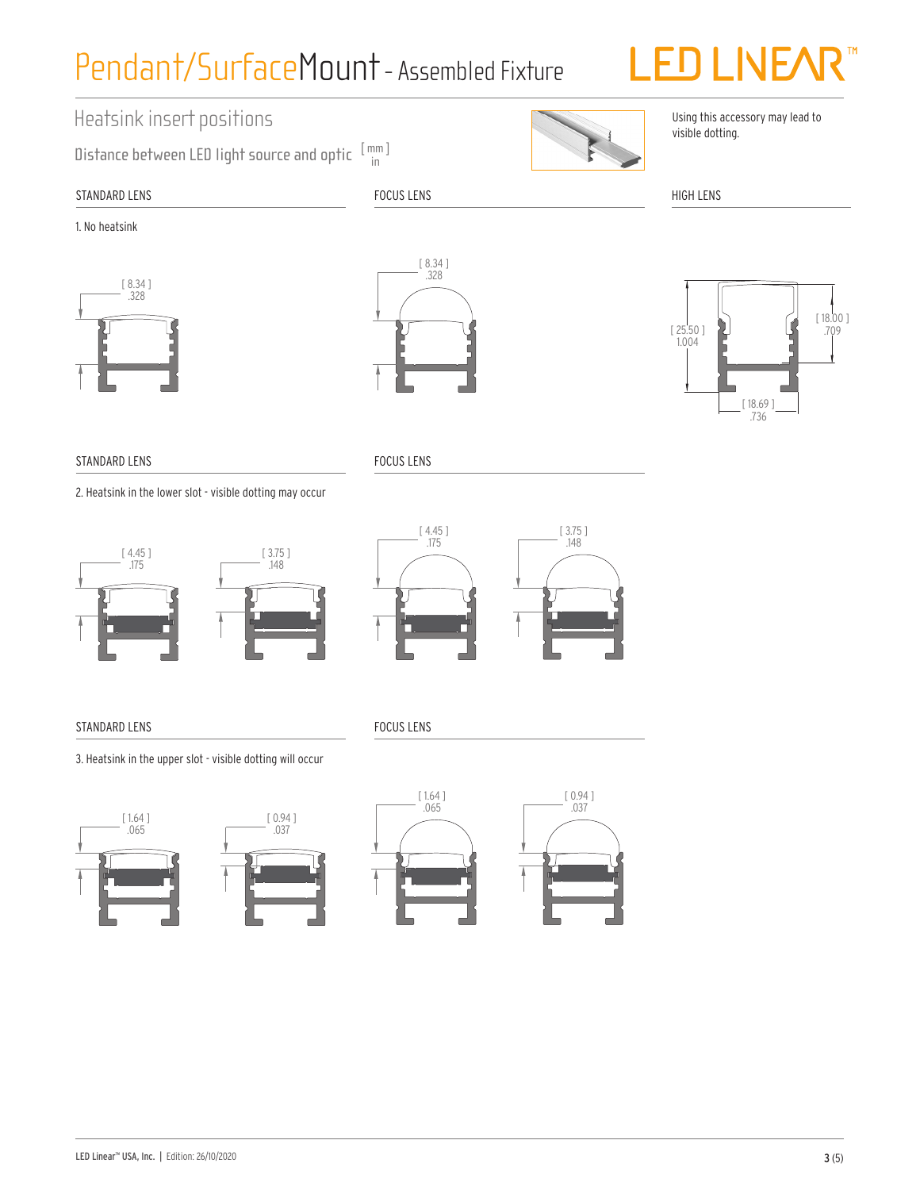# Pendant/SurfaceMount - Assembled Fixture

## Heatsink insert positions

Distance between LED light source and optic [ mm ] in

Using this accessory may lead to visible dotting.

### 1. No heatsink

STANDARD LENS

[ 8.34 ]
.328

FOCUS LENS

[ 8.34 ]
.328

HIGH LENS

[ 25.50 ]
1.004

[ 18.00 ]
.709

[ 18.69 ]
.736

### 2. Heatsink in the lower slot - visible dotting may occur

STANDARD LENS

[ 4.45 ]
.175

[ 3.75 ]
.148

FOCUS LENS

[ 4.45 ]
.175

[ 3.75 ]
.148

### 3. Heatsink in the upper slot - visible dotting will occur

STANDARD LENS

[ 1.64 ]
.065

[ 0.94 ]
.037

FOCUS LENS

[ 1.64 ]
.065

[ 0.94 ]
.037

LED Linear™ USA, Inc. | Edition: 26/10/2020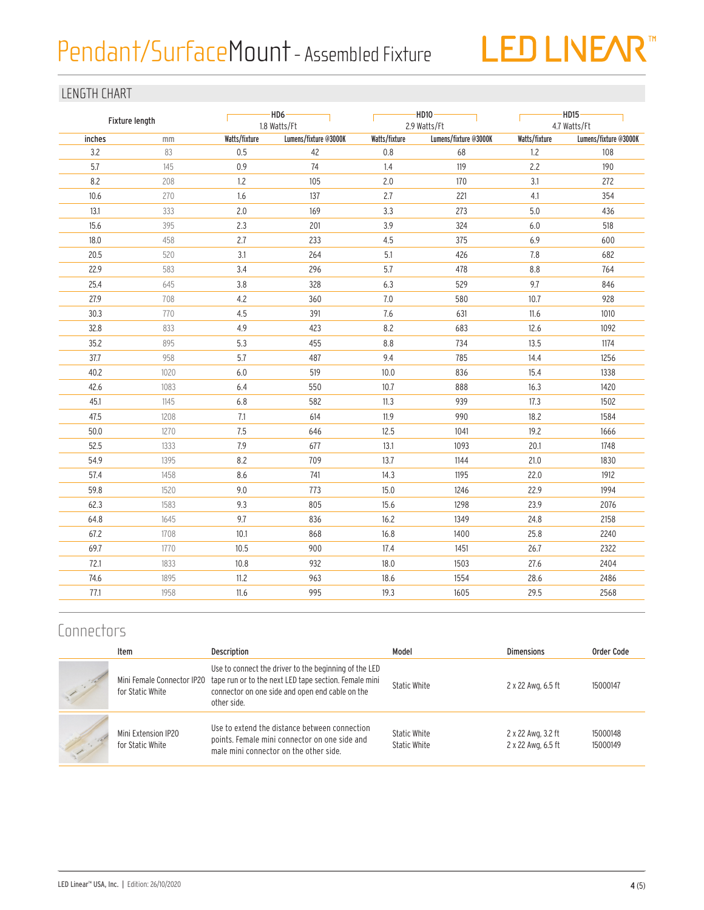# Pendant/SurfaceMount - Assembled Fixture

## LENGTH CHART

| Fixture length | | HD6 1.8 Watts/Ft | | HD10 2.9 Watts/Ft | | HD15 4.7 Watts/Ft | |
|---|---|---|---|---|---|---|---|
| inches | mm | Watts/fixture | Lumens/fixture @3000K | Watts/fixture | Lumens/fixture @3000K | Watts/fixture | Lumens/fixture @3000K |
| 3.2 | 83 | 0.5 | 42 | 0.8 | 68 | 1.2 | 108 |
| 5.7 | 145 | 0.9 | 74 | 1.4 | 119 | 2.2 | 190 |
| 8.2 | 208 | 1.2 | 105 | 2.0 | 170 | 3.1 | 272 |
| 10.6 | 270 | 1.6 | 137 | 2.7 | 221 | 4.1 | 354 |
| 13.1 | 333 | 2.0 | 169 | 3.3 | 273 | 5.0 | 436 |
| 15.6 | 395 | 2.3 | 201 | 3.9 | 324 | 6.0 | 518 |
| 18.0 | 458 | 2.7 | 233 | 4.5 | 375 | 6.9 | 600 |
| 20.5 | 520 | 3.1 | 264 | 5.1 | 426 | 7.8 | 682 |
| 22.9 | 583 | 3.4 | 296 | 5.7 | 478 | 8.8 | 764 |
| 25.4 | 645 | 3.8 | 328 | 6.3 | 529 | 9.7 | 846 |
| 27.9 | 708 | 4.2 | 360 | 7.0 | 580 | 10.7 | 928 |
| 30.3 | 770 | 4.5 | 391 | 7.6 | 631 | 11.6 | 1010 |
| 32.8 | 833 | 4.9 | 423 | 8.2 | 683 | 12.6 | 1092 |
| 35.2 | 895 | 5.3 | 455 | 8.8 | 734 | 13.5 | 1174 |
| 37.7 | 958 | 5.7 | 487 | 9.4 | 785 | 14.4 | 1256 |
| 40.2 | 1020 | 6.0 | 519 | 10.0 | 836 | 15.4 | 1338 |
| 42.6 | 1083 | 6.4 | 550 | 10.7 | 888 | 16.3 | 1420 |
| 45.1 | 1145 | 6.8 | 582 | 11.3 | 939 | 17.3 | 1502 |
| 47.5 | 1208 | 7.1 | 614 | 11.9 | 990 | 18.2 | 1584 |
| 50.0 | 1270 | 7.5 | 646 | 12.5 | 1041 | 19.2 | 1666 |
| 52.5 | 1333 | 7.9 | 677 | 13.1 | 1093 | 20.1 | 1748 |
| 54.9 | 1395 | 8.2 | 709 | 13.7 | 1144 | 21.0 | 1830 |
| 57.4 | 1458 | 8.6 | 741 | 14.3 | 1195 | 22.0 | 1912 |
| 59.8 | 1520 | 9.0 | 773 | 15.0 | 1246 | 22.9 | 1994 |
| 62.3 | 1583 | 9.3 | 805 | 15.6 | 1298 | 23.9 | 2076 |
| 64.8 | 1645 | 9.7 | 836 | 16.2 | 1349 | 24.8 | 2158 |
| 67.2 | 1708 | 10.1 | 868 | 16.8 | 1400 | 25.8 | 2240 |
| 69.7 | 1770 | 10.5 | 900 | 17.4 | 1451 | 26.7 | 2322 |
| 72.1 | 1833 | 10.8 | 932 | 18.0 | 1503 | 27.6 | 2404 |
| 74.6 | 1895 | 11.2 | 963 | 18.6 | 1554 | 28.6 | 2486 |
| 77.1 | 1958 | 11.6 | 995 | 19.3 | 1605 | 29.5 | 2568 |

## Connectors

| Item | Description | Model | Dimensions | Order Code |
|---|---|---|---|---|
| Mini Female Connector IP20 for Static White | Use to connect the driver to the beginning of the LED tape run or to the next LED tape section. Female mini connector on one side and open end cable on the other side. | Static White | 2 x 22 Awg, 6.5 ft | 15000147 |
| Mini Extension IP20 for Static White | Use to extend the distance between connection points. Female mini connector on one side and male mini connector on the other side. | Static White<br>Static White | 2 x 22 Awg, 3.2 ft<br>2 x 22 Awg, 6.5 ft | 15000148<br>15000149 |

LED Linear™ USA, Inc. | Edition: 26/10/2020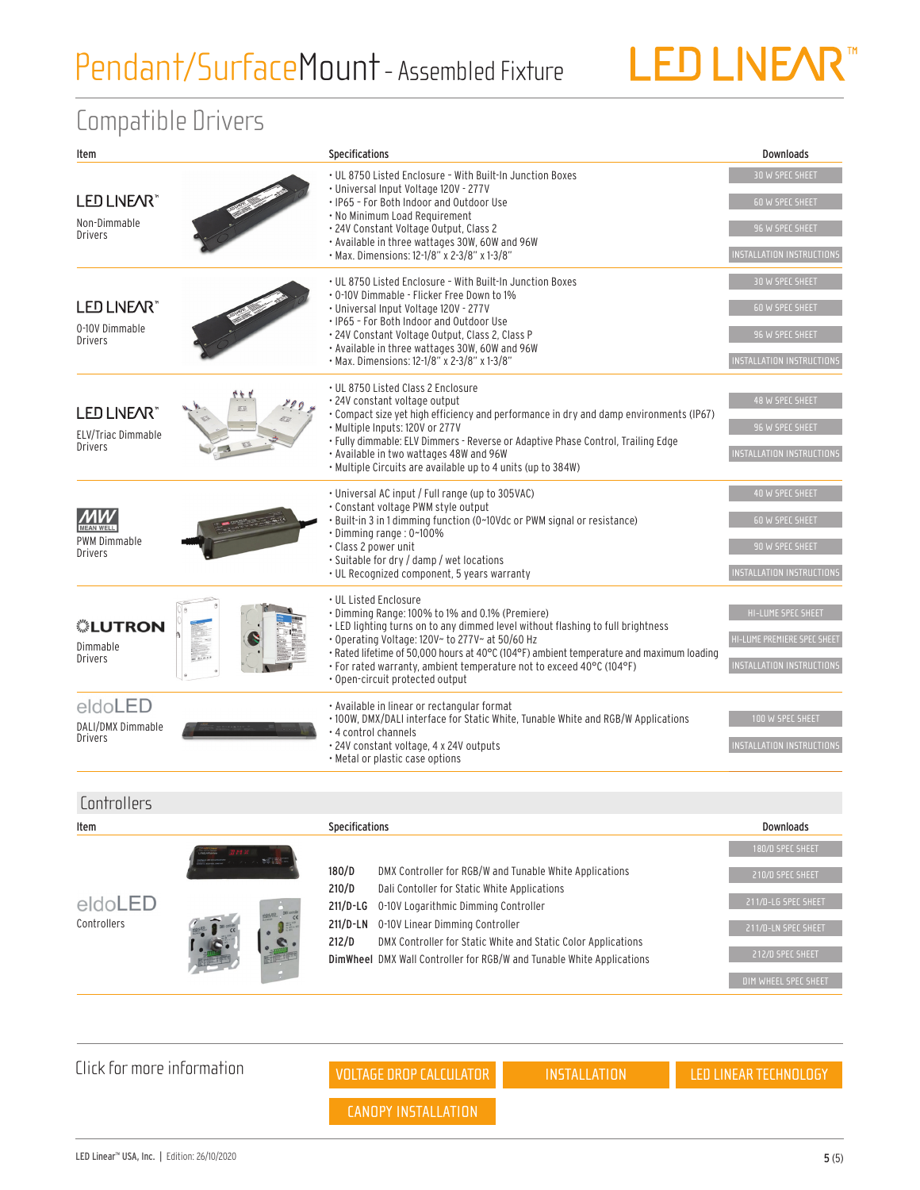# Pendant/SurfaceMount - Assembled Fixture

LED LINEAR™

## Compatible Drivers

| Item | Specifications | Downloads |
|---|---|---|
| LED LINEAR™ Non-Dimmable Drivers | • UL 8750 Listed Enclosure - With Built-In Junction Boxes<br>• Universal Input Voltage 120V - 277V<br>• IP65 - For Both Indoor and Outdoor Use<br>• No Minimum Load Requirement<br>• 24V Constant Voltage Output, Class 2<br>• Available in three wattages 30W, 60W and 96W<br>• Max. Dimensions: 12-1/8" x 2-3/8" x 1-3/8" | 30 W SPEC SHEET<br>60 W SPEC SHEET<br>96 W SPEC SHEET<br>INSTALLATION INSTRUCTIONS |
| LED LINEAR™ 0-10V Dimmable Drivers | • UL 8750 Listed Enclosure - With Built-In Junction Boxes<br>• 0-10V Dimmable - Flicker Free Down to 1%<br>• Universal Input Voltage 120V - 277V<br>• IP65 - For Both Indoor and Outdoor Use<br>• 24V Constant Voltage Output, Class 2, Class P<br>• Available in three wattages 30W, 60W and 96W<br>• Max. Dimensions: 12-1/8" x 2-3/8" x 1-3/8" | 30 W SPEC SHEET<br>60 W SPEC SHEET<br>96 W SPEC SHEET<br>INSTALLATION INSTRUCTIONS |
| LED LINEAR™ ELV/Triac Dimmable Drivers | • UL 8750 Listed Class 2 Enclosure<br>• 24V constant voltage output<br>• Compact size yet high efficiency and performance in dry and damp environments (IP67)<br>• Multiple Inputs: 120V or 277V<br>• Fully dimmable: ELV Dimmers - Reverse or Adaptive Phase Control, Trailing Edge<br>• Available in two wattages 48W and 96W<br>• Multiple Circuits are available up to 4 units (up to 384W) | 48 W SPEC SHEET<br>96 W SPEC SHEET<br>INSTALLATION INSTRUCTIONS |
| MEAN WELL PWM Dimmable Drivers | • Universal AC input / Full range (up to 305VAC)<br>• Constant voltage PWM style output<br>• Built-in 3 in 1 dimming function (0~10Vdc or PWM signal or resistance)<br>• Dimming range : 0~100%<br>• Class 2 power unit<br>• Suitable for dry / damp / wet locations<br>• UL Recognized component, 5 years warranty | 40 W SPEC SHEET<br>60 W SPEC SHEET<br>90 W SPEC SHEET<br>INSTALLATION INSTRUCTIONS |
| LUTRON Dimmable Drivers | • UL Listed Enclosure<br>• Dimming Range: 100% to 1% and 0.1% (Premiere)<br>• LED lighting turns on to any dimmed level without flashing to full brightness<br>• Operating Voltage: 120V~ to 277V~ at 50/60 Hz<br>• Rated lifetime of 50,000 hours at 40°C (104°F) ambient temperature and maximum loading<br>• For rated warranty, ambient temperature not to exceed 40°C (104°F)<br>• Open-circuit protected output | HI-LUME SPEC SHEET<br>HI-LUME PREMIERE SPEC SHEET<br>INSTALLATION INSTRUCTIONS |
| eldoLED DALI/DMX Dimmable Drivers | • Available in linear or rectangular format<br>• 100W, DMX/DALI interface for Static White, Tunable White and RGB/W Applications<br>• 4 control channels<br>• 24V constant voltage, 4 x 24V outputs<br>• Metal or plastic case options | 100 W SPEC SHEET<br>INSTALLATION INSTRUCTIONS |

## Controllers

| Item | Specifications | | Downloads |
|---|---|---|---|
| eldoLED Controllers | 180/D | DMX Controller for RGB/W and Tunable White Applications | 180/D SPEC SHEET |
| | 210/D | Dali Contoller for Static White Applications | 210/D SPEC SHEET |
| | 211/D-LG | 0-10V Logarithmic Dimming Controller | 211/D-LG SPEC SHEET |
| | 211/D-LN | 0-10V Linear Dimming Controller | 211/D-LN SPEC SHEET |
| | 212/D | DMX Controller for Static White and Static Color Applications | 212/D SPEC SHEET |
| | DimWheel | DMX Wall Controller for RGB/W and Tunable White Applications | DIM WHEEL SPEC SHEET |

Click for more information

VOLTAGE DROP CALCULATOR | INSTALLATION | LED LINEAR TECHNOLOGY | CANOPY INSTALLATION

LED Linear™ USA, Inc. | Edition: 26/10/2020